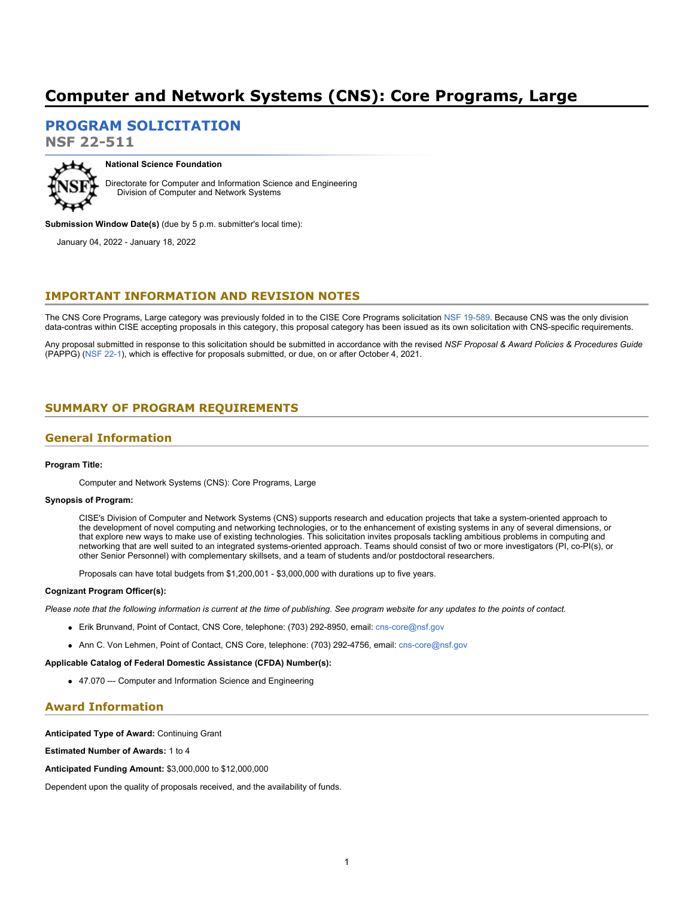# Computer and Network Systems (CNS): Core Programs, Large

## PROGRAM SOLICITATION

**NSF 22-511**

**National Science Foundation**

Directorate for Computer and Information Science and Engineering
Division of Computer and Network Systems

**Submission Window Date(s)** (due by 5 p.m. submitter's local time):

January 04, 2022 - January 18, 2022

## IMPORTANT INFORMATION AND REVISION NOTES

The CNS Core Programs, Large category was previously folded in to the CISE Core Programs solicitation NSF 19-589. Because CNS was the only division data-contras within CISE accepting proposals in this category, this proposal category has been issued as its own solicitation with CNS-specific requirements.

Any proposal submitted in response to this solicitation should be submitted in accordance with the revised *NSF Proposal & Award Policies & Procedures Guide* (PAPPG) (NSF 22-1), which is effective for proposals submitted, or due, on or after October 4, 2021.

## SUMMARY OF PROGRAM REQUIREMENTS

### General Information

**Program Title:**

Computer and Network Systems (CNS): Core Programs, Large

**Synopsis of Program:**

CISE's Division of Computer and Network Systems (CNS) supports research and education projects that take a system-oriented approach to the development of novel computing and networking technologies, or to the enhancement of existing systems in any of several dimensions, or that explore new ways to make use of existing technologies. This solicitation invites proposals tackling ambitious problems in computing and networking that are well suited to an integrated systems-oriented approach. Teams should consist of two or more investigators (PI, co-PI(s), or other Senior Personnel) with complementary skillsets, and a team of students and/or postdoctoral researchers.

Proposals can have total budgets from $1,200,001 - $3,000,000 with durations up to five years.

**Cognizant Program Officer(s):**

*Please note that the following information is current at the time of publishing. See program website for any updates to the points of contact.*

- Erik Brunvand, Point of Contact, CNS Core, telephone: (703) 292-8950, email: cns-core@nsf.gov
- Ann C. Von Lehmen, Point of Contact, CNS Core, telephone: (703) 292-4756, email: cns-core@nsf.gov

**Applicable Catalog of Federal Domestic Assistance (CFDA) Number(s):**

- 47.070 --- Computer and Information Science and Engineering

### Award Information

**Anticipated Type of Award:** Continuing Grant

**Estimated Number of Awards:** 1 to 4

**Anticipated Funding Amount:** $3,000,000 to $12,000,000

Dependent upon the quality of proposals received, and the availability of funds.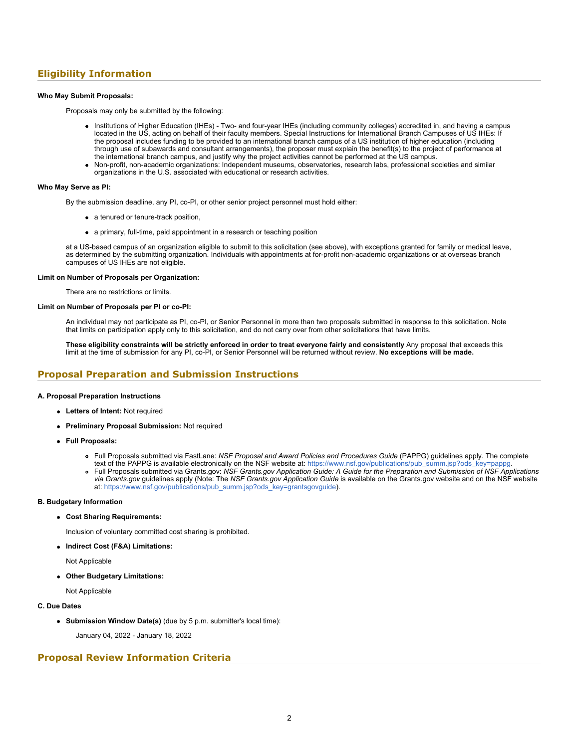## Eligibility Information

**Who May Submit Proposals:**

Proposals may only be submitted by the following:

- Institutions of Higher Education (IHEs) - Two- and four-year IHEs (including community colleges) accredited in, and having a campus located in the US, acting on behalf of their faculty members. Special Instructions for International Branch Campuses of US IHEs: If the proposal includes funding to be provided to an international branch campus of a US institution of higher education (including through use of subawards and consultant arrangements), the proposer must explain the benefit(s) to the project of performance at the international branch campus, and justify why the project activities cannot be performed at the US campus.
- Non-profit, non-academic organizations: Independent museums, observatories, research labs, professional societies and similar organizations in the U.S. associated with educational or research activities.

**Who May Serve as PI:**

By the submission deadline, any PI, co-PI, or other senior project personnel must hold either:

- a tenured or tenure-track position,
- a primary, full-time, paid appointment in a research or teaching position

at a US-based campus of an organization eligible to submit to this solicitation (see above), with exceptions granted for family or medical leave, as determined by the submitting organization. Individuals with appointments at for-profit non-academic organizations or at overseas branch campuses of US IHEs are not eligible.

**Limit on Number of Proposals per Organization:**

There are no restrictions or limits.

**Limit on Number of Proposals per PI or co-PI:**

An individual may not participate as PI, co-PI, or Senior Personnel in more than two proposals submitted in response to this solicitation. Note that limits on participation apply only to this solicitation, and do not carry over from other solicitations that have limits.

**These eligibility constraints will be strictly enforced in order to treat everyone fairly and consistently** Any proposal that exceeds this limit at the time of submission for any PI, co-PI, or Senior Personnel will be returned without review. **No exceptions will be made.**

## Proposal Preparation and Submission Instructions

**A. Proposal Preparation Instructions**

- **Letters of Intent:** Not required
- **Preliminary Proposal Submission:** Not required
- **Full Proposals:**
  - Full Proposals submitted via FastLane: *NSF Proposal and Award Policies and Procedures Guide* (PAPPG) guidelines apply. The complete text of the PAPPG is available electronically on the NSF website at: https://www.nsf.gov/publications/pub_summ.jsp?ods_key=pappg.
  - Full Proposals submitted via Grants.gov: *NSF Grants.gov Application Guide: A Guide for the Preparation and Submission of NSF Applications via Grants.gov* guidelines apply (Note: The *NSF Grants.gov Application Guide* is available on the Grants.gov website and on the NSF website at: https://www.nsf.gov/publications/pub_summ.jsp?ods_key=grantsgovguide).

**B. Budgetary Information**

- **Cost Sharing Requirements:**

  Inclusion of voluntary committed cost sharing is prohibited.

- **Indirect Cost (F&A) Limitations:**

  Not Applicable

- **Other Budgetary Limitations:**

  Not Applicable

**C. Due Dates**

- **Submission Window Date(s)** (due by 5 p.m. submitter's local time):

  January 04, 2022 - January 18, 2022

## Proposal Review Information Criteria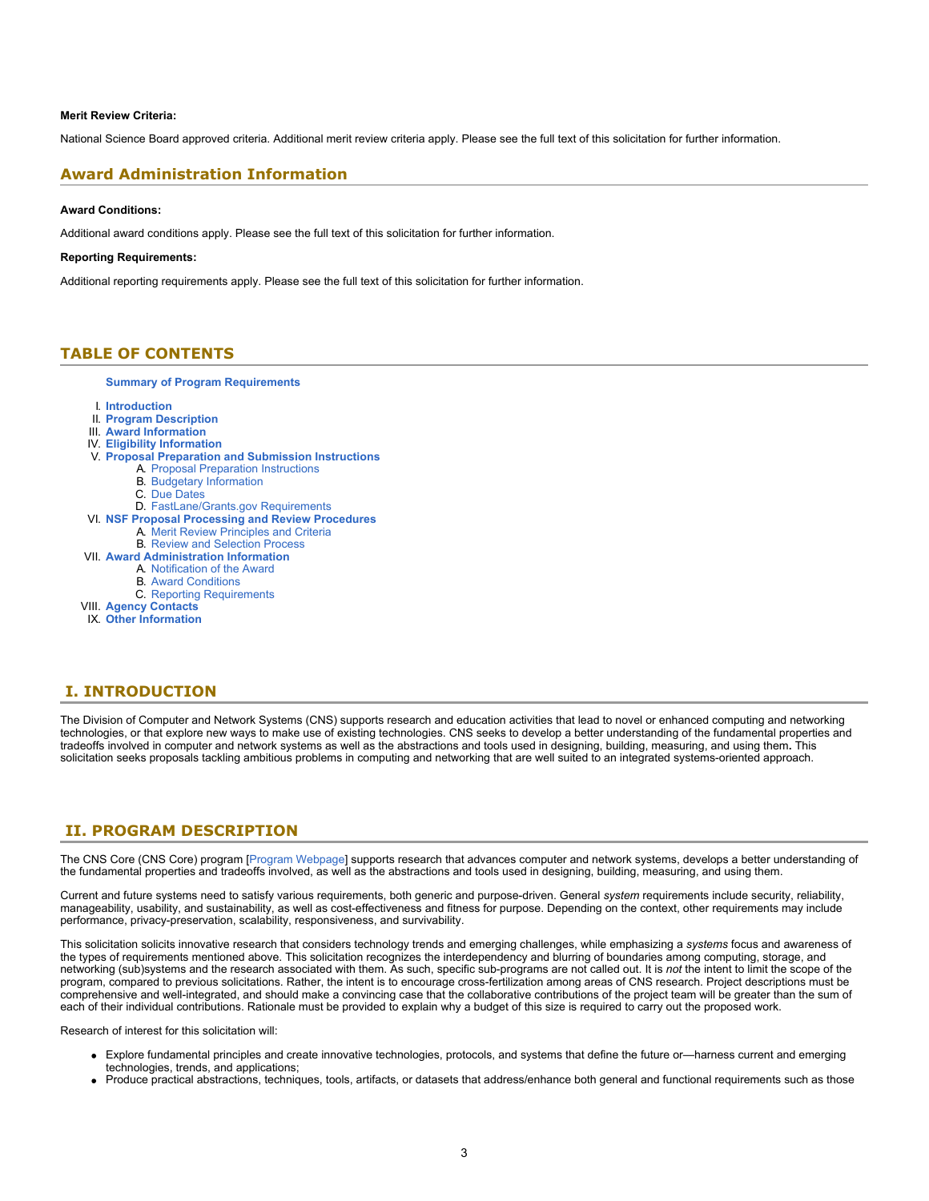**Merit Review Criteria:**

National Science Board approved criteria. Additional merit review criteria apply. Please see the full text of this solicitation for further information.

## Award Administration Information

**Award Conditions:**

Additional award conditions apply. Please see the full text of this solicitation for further information.

**Reporting Requirements:**

Additional reporting requirements apply. Please see the full text of this solicitation for further information.

## TABLE OF CONTENTS

**Summary of Program Requirements**

- I. **Introduction**
- II. **Program Description**
- III. **Award Information**
- IV. **Eligibility Information**
- V. **Proposal Preparation and Submission Instructions**
    - A. Proposal Preparation Instructions
    - B. Budgetary Information
    - C. Due Dates
    - D. FastLane/Grants.gov Requirements
- VI. **NSF Proposal Processing and Review Procedures**
    - A. Merit Review Principles and Criteria
    - B. Review and Selection Process
- VII. **Award Administration Information**
    - A. Notification of the Award
    - B. Award Conditions
    - C. Reporting Requirements
- VIII. **Agency Contacts**
- IX. **Other Information**

## I. INTRODUCTION

The Division of Computer and Network Systems (CNS) supports research and education activities that lead to novel or enhanced computing and networking technologies, or that explore new ways to make use of existing technologies. CNS seeks to develop a better understanding of the fundamental properties and tradeoffs involved in computer and network systems as well as the abstractions and tools used in designing, building, measuring, and using them**.** This solicitation seeks proposals tackling ambitious problems in computing and networking that are well suited to an integrated systems-oriented approach.

## II. PROGRAM DESCRIPTION

The CNS Core (CNS Core) program [Program Webpage] supports research that advances computer and network systems, develops a better understanding of the fundamental properties and tradeoffs involved, as well as the abstractions and tools used in designing, building, measuring, and using them.

Current and future systems need to satisfy various requirements, both generic and purpose-driven. General *system* requirements include security, reliability, manageability, usability, and sustainability, as well as cost-effectiveness and fitness for purpose. Depending on the context, other requirements may include performance, privacy-preservation, scalability, responsiveness, and survivability.

This solicitation solicits innovative research that considers technology trends and emerging challenges, while emphasizing a *systems* focus and awareness of the types of requirements mentioned above. This solicitation recognizes the interdependency and blurring of boundaries among computing, storage, and networking (sub)systems and the research associated with them. As such, specific sub-programs are not called out. It is *not* the intent to limit the scope of the program, compared to previous solicitations. Rather, the intent is to encourage cross-fertilization among areas of CNS research. Project descriptions must be comprehensive and well-integrated, and should make a convincing case that the collaborative contributions of the project team will be greater than the sum of each of their individual contributions. Rationale must be provided to explain why a budget of this size is required to carry out the proposed work.

Research of interest for this solicitation will:

- Explore fundamental principles and create innovative technologies, protocols, and systems that define the future or—harness current and emerging technologies, trends, and applications;
- Produce practical abstractions, techniques, tools, artifacts, or datasets that address/enhance both general and functional requirements such as those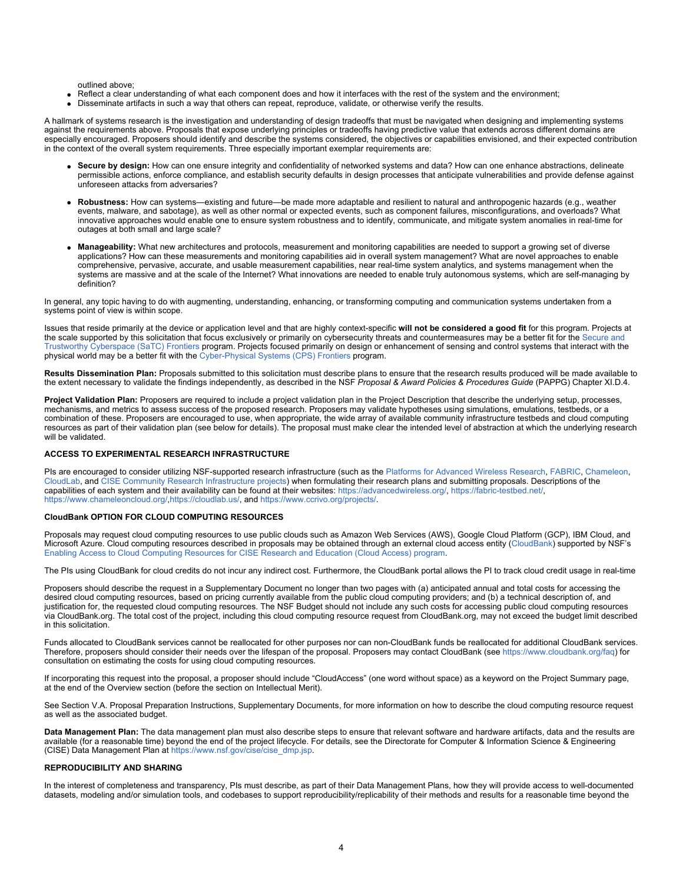outlined above;

- Reflect a clear understanding of what each component does and how it interfaces with the rest of the system and the environment;
- Disseminate artifacts in such a way that others can repeat, reproduce, validate, or otherwise verify the results.

A hallmark of systems research is the investigation and understanding of design tradeoffs that must be navigated when designing and implementing systems against the requirements above. Proposals that expose underlying principles or tradeoffs having predictive value that extends across different domains are especially encouraged. Proposers should identify and describe the systems considered, the objectives or capabilities envisioned, and their expected contribution in the context of the overall system requirements. Three especially important exemplar requirements are:

- **Secure by design:** How can one ensure integrity and confidentiality of networked systems and data? How can one enhance abstractions, delineate permissible actions, enforce compliance, and establish security defaults in design processes that anticipate vulnerabilities and provide defense against unforeseen attacks from adversaries?

- **Robustness:** How can systems—existing and future—be made more adaptable and resilient to natural and anthropogenic hazards (e.g., weather events, malware, and sabotage), as well as other normal or expected events, such as component failures, misconfigurations, and overloads? What innovative approaches would enable one to ensure system robustness and to identify, communicate, and mitigate system anomalies in real-time for outages at both small and large scale?

- **Manageability:** What new architectures and protocols, measurement and monitoring capabilities are needed to support a growing set of diverse applications? How can these measurements and monitoring capabilities aid in overall system management? What are novel approaches to enable comprehensive, pervasive, accurate, and usable measurement capabilities, near real-time system analytics, and systems management when the systems are massive and at the scale of the Internet? What innovations are needed to enable truly autonomous systems, which are self-managing by definition?

In general, any topic having to do with augmenting, understanding, enhancing, or transforming computing and communication systems undertaken from a systems point of view is within scope.

Issues that reside primarily at the device or application level and that are highly context-specific **will not be considered a good fit** for this program. Projects at the scale supported by this solicitation that focus exclusively or primarily on cybersecurity threats and countermeasures may be a better fit for the Secure and Trustworthy Cyberspace (SaTC) Frontiers program. Projects focused primarily on design or enhancement of sensing and control systems that interact with the physical world may be a better fit with the Cyber-Physical Systems (CPS) Frontiers program.

**Results Dissemination Plan:** Proposals submitted to this solicitation must describe plans to ensure that the research results produced will be made available to the extent necessary to validate the findings independently, as described in the NSF *Proposal & Award Policies & Procedures Guide* (PAPPG) Chapter XI.D.4.

**Project Validation Plan:** Proposers are required to include a project validation plan in the Project Description that describe the underlying setup, processes, mechanisms, and metrics to assess success of the proposed research. Proposers may validate hypotheses using simulations, emulations, testbeds, or a combination of these. Proposers are encouraged to use, when appropriate, the wide array of available community infrastructure testbeds and cloud computing resources as part of their validation plan (see below for details). The proposal must make clear the intended level of abstraction at which the underlying research will be validated.

**ACCESS TO EXPERIMENTAL RESEARCH INFRASTRUCTURE**

PIs are encouraged to consider utilizing NSF-supported research infrastructure (such as the Platforms for Advanced Wireless Research, FABRIC, Chameleon, CloudLab, and CISE Community Research Infrastructure projects) when formulating their research plans and submitting proposals. Descriptions of the capabilities of each system and their availability can be found at their websites: https://advancedwireless.org/, https://fabric-testbed.net/, https://www.chameleoncloud.org/,https://cloudlab.us/, and https://www.ccrivo.org/projects/.

**CloudBank OPTION FOR CLOUD COMPUTING RESOURCES**

Proposals may request cloud computing resources to use public clouds such as Amazon Web Services (AWS), Google Cloud Platform (GCP), IBM Cloud, and Microsoft Azure. Cloud computing resources described in proposals may be obtained through an external cloud access entity (CloudBank) supported by NSF's Enabling Access to Cloud Computing Resources for CISE Research and Education (Cloud Access) program.

The PIs using CloudBank for cloud credits do not incur any indirect cost. Furthermore, the CloudBank portal allows the PI to track cloud credit usage in real-time

Proposers should describe the request in a Supplementary Document no longer than two pages with (a) anticipated annual and total costs for accessing the desired cloud computing resources, based on pricing currently available from the public cloud computing providers; and (b) a technical description of, and justification for, the requested cloud computing resources. The NSF Budget should not include any such costs for accessing public cloud computing resources via CloudBank.org. The total cost of the project, including this cloud computing resource request from CloudBank.org, may not exceed the budget limit described in this solicitation.

Funds allocated to CloudBank services cannot be reallocated for other purposes nor can non-CloudBank funds be reallocated for additional CloudBank services. Therefore, proposers should consider their needs over the lifespan of the proposal. Proposers may contact CloudBank (see https://www.cloudbank.org/faq) for consultation on estimating the costs for using cloud computing resources.

If incorporating this request into the proposal, a proposer should include "CloudAccess" (one word without space) as a keyword on the Project Summary page, at the end of the Overview section (before the section on Intellectual Merit).

See Section V.A. Proposal Preparation Instructions, Supplementary Documents, for more information on how to describe the cloud computing resource request as well as the associated budget.

**Data Management Plan:** The data management plan must also describe steps to ensure that relevant software and hardware artifacts, data and the results are available (for a reasonable time) beyond the end of the project lifecycle. For details, see the Directorate for Computer & Information Science & Engineering (CISE) Data Management Plan at https://www.nsf.gov/cise/cise_dmp.jsp.

**REPRODUCIBILITY AND SHARING**

In the interest of completeness and transparency, PIs must describe, as part of their Data Management Plans, how they will provide access to well-documented datasets, modeling and/or simulation tools, and codebases to support reproducibility/replicability of their methods and results for a reasonable time beyond the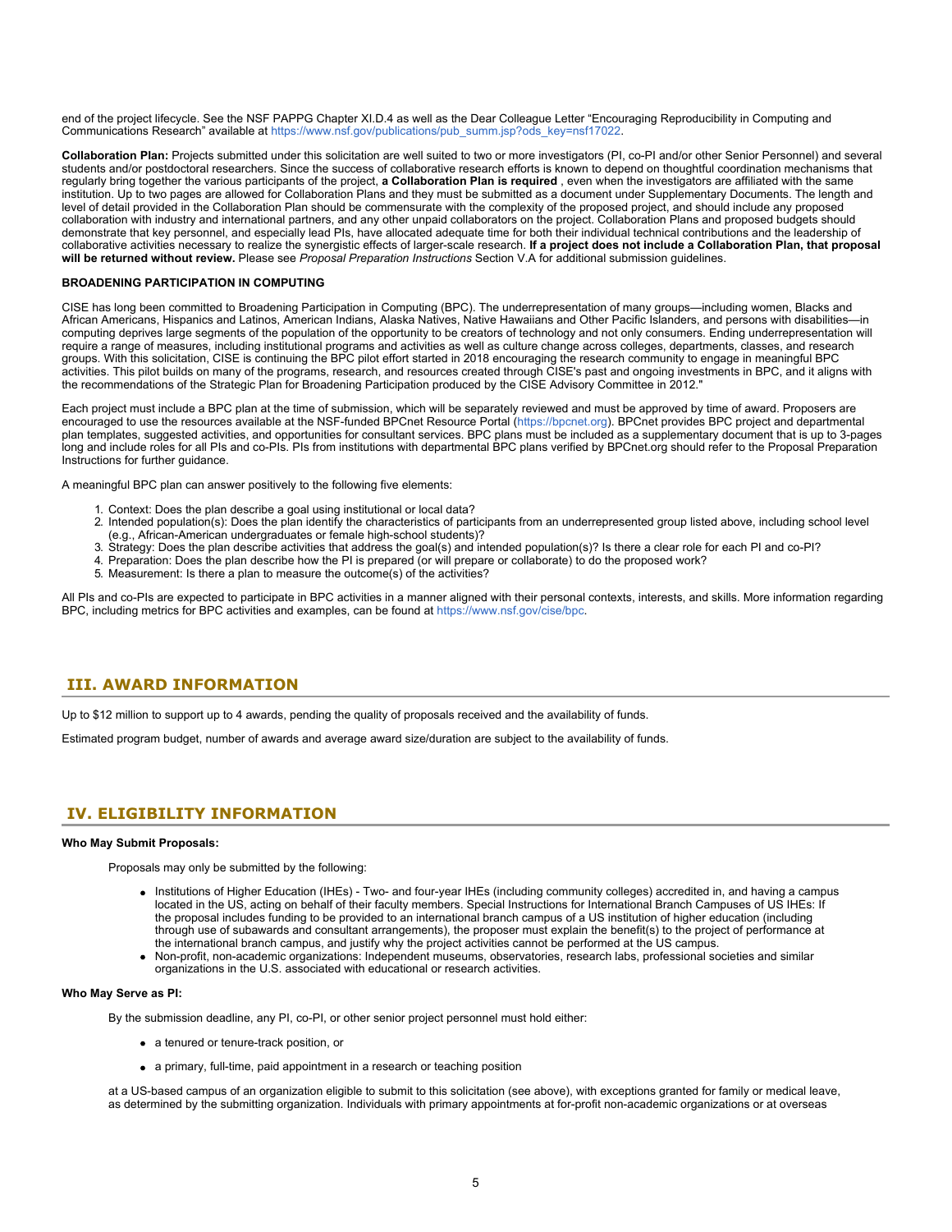end of the project lifecycle. See the NSF PAPPG Chapter XI.D.4 as well as the Dear Colleague Letter "Encouraging Reproducibility in Computing and Communications Research" available at https://www.nsf.gov/publications/pub_summ.jsp?ods_key=nsf17022.

**Collaboration Plan:** Projects submitted under this solicitation are well suited to two or more investigators (PI, co-PI and/or other Senior Personnel) and several students and/or postdoctoral researchers. Since the success of collaborative research efforts is known to depend on thoughtful coordination mechanisms that regularly bring together the various participants of the project, **a Collaboration Plan is required** , even when the investigators are affiliated with the same institution. Up to two pages are allowed for Collaboration Plans and they must be submitted as a document under Supplementary Documents. The length and level of detail provided in the Collaboration Plan should be commensurate with the complexity of the proposed project, and should include any proposed collaboration with industry and international partners, and any other unpaid collaborators on the project. Collaboration Plans and proposed budgets should demonstrate that key personnel, and especially lead PIs, have allocated adequate time for both their individual technical contributions and the leadership of collaborative activities necessary to realize the synergistic effects of larger-scale research. **If a project does not include a Collaboration Plan, that proposal will be returned without review.** Please see *Proposal Preparation Instructions* Section V.A for additional submission guidelines.

**BROADENING PARTICIPATION IN COMPUTING**

CISE has long been committed to Broadening Participation in Computing (BPC). The underrepresentation of many groups—including women, Blacks and African Americans, Hispanics and Latinos, American Indians, Alaska Natives, Native Hawaiians and Other Pacific Islanders, and persons with disabilities—in computing deprives large segments of the population of the opportunity to be creators of technology and not only consumers. Ending underrepresentation will require a range of measures, including institutional programs and activities as well as culture change across colleges, departments, classes, and research groups. With this solicitation, CISE is continuing the BPC pilot effort started in 2018 encouraging the research community to engage in meaningful BPC activities. This pilot builds on many of the programs, research, and resources created through CISE's past and ongoing investments in BPC, and it aligns with the recommendations of the Strategic Plan for Broadening Participation produced by the CISE Advisory Committee in 2012."

Each project must include a BPC plan at the time of submission, which will be separately reviewed and must be approved by time of award. Proposers are encouraged to use the resources available at the NSF-funded BPCnet Resource Portal (https://bpcnet.org). BPCnet provides BPC project and departmental plan templates, suggested activities, and opportunities for consultant services. BPC plans must be included as a supplementary document that is up to 3-pages long and include roles for all PIs and co-PIs. PIs from institutions with departmental BPC plans verified by BPCnet.org should refer to the Proposal Preparation Instructions for further guidance.

A meaningful BPC plan can answer positively to the following five elements:

1. Context: Does the plan describe a goal using institutional or local data?
2. Intended population(s): Does the plan identify the characteristics of participants from an underrepresented group listed above, including school level (e.g., African-American undergraduates or female high-school students)?
3. Strategy: Does the plan describe activities that address the goal(s) and intended population(s)? Is there a clear role for each PI and co-PI?
4. Preparation: Does the plan describe how the PI is prepared (or will prepare or collaborate) to do the proposed work?
5. Measurement: Is there a plan to measure the outcome(s) of the activities?

All PIs and co-PIs are expected to participate in BPC activities in a manner aligned with their personal contexts, interests, and skills. More information regarding BPC, including metrics for BPC activities and examples, can be found at https://www.nsf.gov/cise/bpc.

## III. AWARD INFORMATION

Up to $12 million to support up to 4 awards, pending the quality of proposals received and the availability of funds.

Estimated program budget, number of awards and average award size/duration are subject to the availability of funds.

## IV. ELIGIBILITY INFORMATION

**Who May Submit Proposals:**

Proposals may only be submitted by the following:

- Institutions of Higher Education (IHEs) - Two- and four-year IHEs (including community colleges) accredited in, and having a campus located in the US, acting on behalf of their faculty members. Special Instructions for International Branch Campuses of US IHEs: If the proposal includes funding to be provided to an international branch campus of a US institution of higher education (including through use of subawards and consultant arrangements), the proposer must explain the benefit(s) to the project of performance at the international branch campus, and justify why the project activities cannot be performed at the US campus.
- Non-profit, non-academic organizations: Independent museums, observatories, research labs, professional societies and similar organizations in the U.S. associated with educational or research activities.

**Who May Serve as PI:**

By the submission deadline, any PI, co-PI, or other senior project personnel must hold either:

- a tenured or tenure-track position, or
- a primary, full-time, paid appointment in a research or teaching position

at a US-based campus of an organization eligible to submit to this solicitation (see above), with exceptions granted for family or medical leave, as determined by the submitting organization. Individuals with primary appointments at for-profit non-academic organizations or at overseas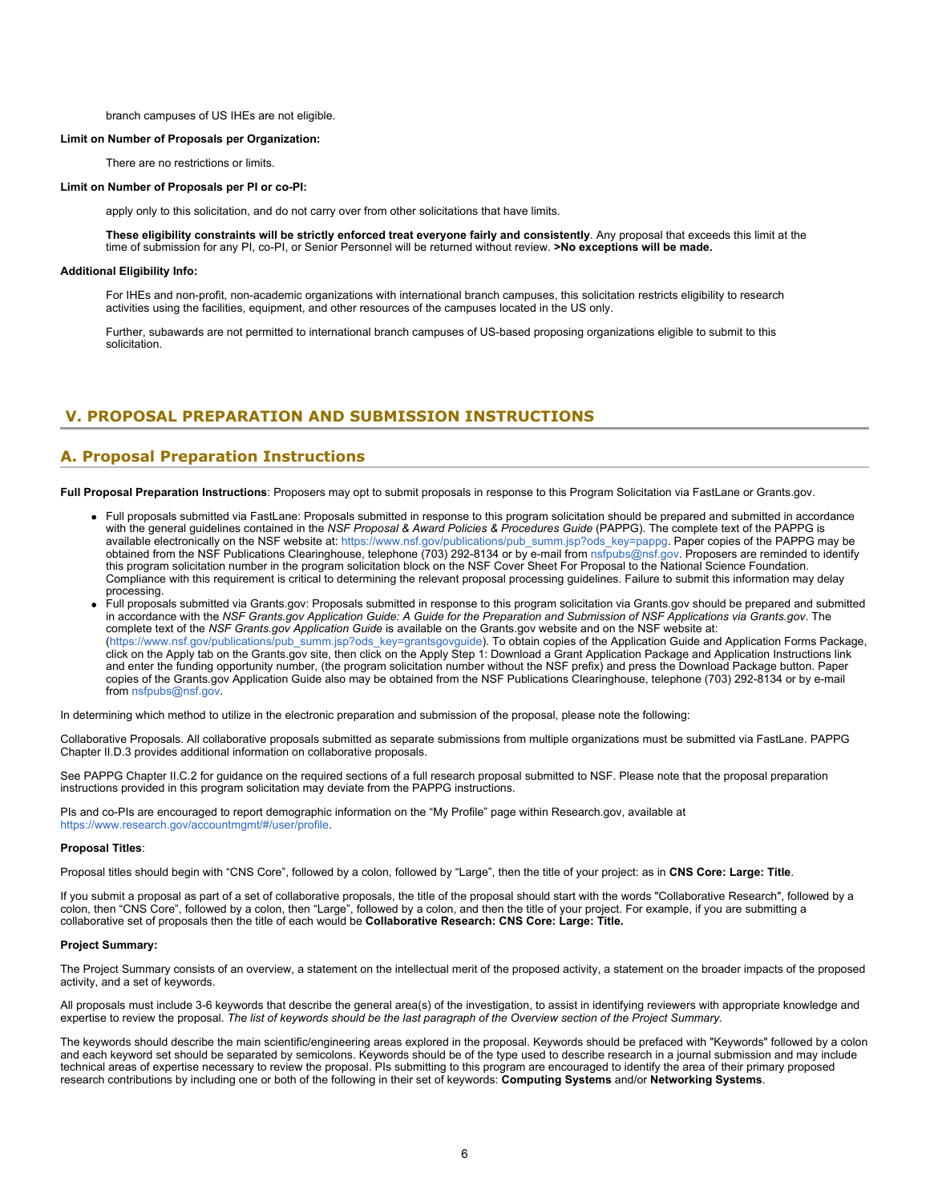branch campuses of US IHEs are not eligible.

**Limit on Number of Proposals per Organization:**

There are no restrictions or limits.

**Limit on Number of Proposals per PI or co-PI:**

apply only to this solicitation, and do not carry over from other solicitations that have limits.

**These eligibility constraints will be strictly enforced treat everyone fairly and consistently**. Any proposal that exceeds this limit at the time of submission for any PI, co-PI, or Senior Personnel will be returned without review. **>No exceptions will be made.**

**Additional Eligibility Info:**

For IHEs and non-profit, non-academic organizations with international branch campuses, this solicitation restricts eligibility to research activities using the facilities, equipment, and other resources of the campuses located in the US only.

Further, subawards are not permitted to international branch campuses of US-based proposing organizations eligible to submit to this solicitation.

## V. PROPOSAL PREPARATION AND SUBMISSION INSTRUCTIONS

### A. Proposal Preparation Instructions

**Full Proposal Preparation Instructions**: Proposers may opt to submit proposals in response to this Program Solicitation via FastLane or Grants.gov.

- Full proposals submitted via FastLane: Proposals submitted in response to this program solicitation should be prepared and submitted in accordance with the general guidelines contained in the *NSF Proposal & Award Policies & Procedures Guide* (PAPPG). The complete text of the PAPPG is available electronically on the NSF website at: https://www.nsf.gov/publications/pub_summ.jsp?ods_key=pappg. Paper copies of the PAPPG may be obtained from the NSF Publications Clearinghouse, telephone (703) 292-8134 or by e-mail from nsfpubs@nsf.gov. Proposers are reminded to identify this program solicitation number in the program solicitation block on the NSF Cover Sheet For Proposal to the National Science Foundation. Compliance with this requirement is critical to determining the relevant proposal processing guidelines. Failure to submit this information may delay processing.
- Full proposals submitted via Grants.gov: Proposals submitted in response to this program solicitation via Grants.gov should be prepared and submitted in accordance with the *NSF Grants.gov Application Guide: A Guide for the Preparation and Submission of NSF Applications via Grants.gov*. The complete text of the *NSF Grants.gov Application Guide* is available on the Grants.gov website and on the NSF website at: (https://www.nsf.gov/publications/pub_summ.jsp?ods_key=grantsgovguide). To obtain copies of the Application Guide and Application Forms Package, click on the Apply tab on the Grants.gov site, then click on the Apply Step 1: Download a Grant Application Package and Application Instructions link and enter the funding opportunity number, (the program solicitation number without the NSF prefix) and press the Download Package button. Paper copies of the Grants.gov Application Guide also may be obtained from the NSF Publications Clearinghouse, telephone (703) 292-8134 or by e-mail from nsfpubs@nsf.gov.

In determining which method to utilize in the electronic preparation and submission of the proposal, please note the following:

Collaborative Proposals. All collaborative proposals submitted as separate submissions from multiple organizations must be submitted via FastLane. PAPPG Chapter II.D.3 provides additional information on collaborative proposals.

See PAPPG Chapter II.C.2 for guidance on the required sections of a full research proposal submitted to NSF. Please note that the proposal preparation instructions provided in this program solicitation may deviate from the PAPPG instructions.

PIs and co-PIs are encouraged to report demographic information on the "My Profile" page within Research.gov, available at https://www.research.gov/accountmgmt/#/user/profile.

**Proposal Titles**:

Proposal titles should begin with "CNS Core", followed by a colon, followed by "Large", then the title of your project: as in **CNS Core: Large: Title**.

If you submit a proposal as part of a set of collaborative proposals, the title of the proposal should start with the words "Collaborative Research", followed by a colon, then "CNS Core", followed by a colon, then "Large", followed by a colon, and then the title of your project. For example, if you are submitting a collaborative set of proposals then the title of each would be **Collaborative Research: CNS Core: Large: Title.**

**Project Summary:**

The Project Summary consists of an overview, a statement on the intellectual merit of the proposed activity, a statement on the broader impacts of the proposed activity, and a set of keywords.

All proposals must include 3-6 keywords that describe the general area(s) of the investigation, to assist in identifying reviewers with appropriate knowledge and expertise to review the proposal. *The list of keywords should be the last paragraph of the Overview section of the Project Summary.*

The keywords should describe the main scientific/engineering areas explored in the proposal. Keywords should be prefaced with "Keywords" followed by a colon and each keyword set should be separated by semicolons. Keywords should be of the type used to describe research in a journal submission and may include technical areas of expertise necessary to review the proposal. PIs submitting to this program are encouraged to identify the area of their primary proposed research contributions by including one or both of the following in their set of keywords: **Computing Systems** and/or **Networking Systems**.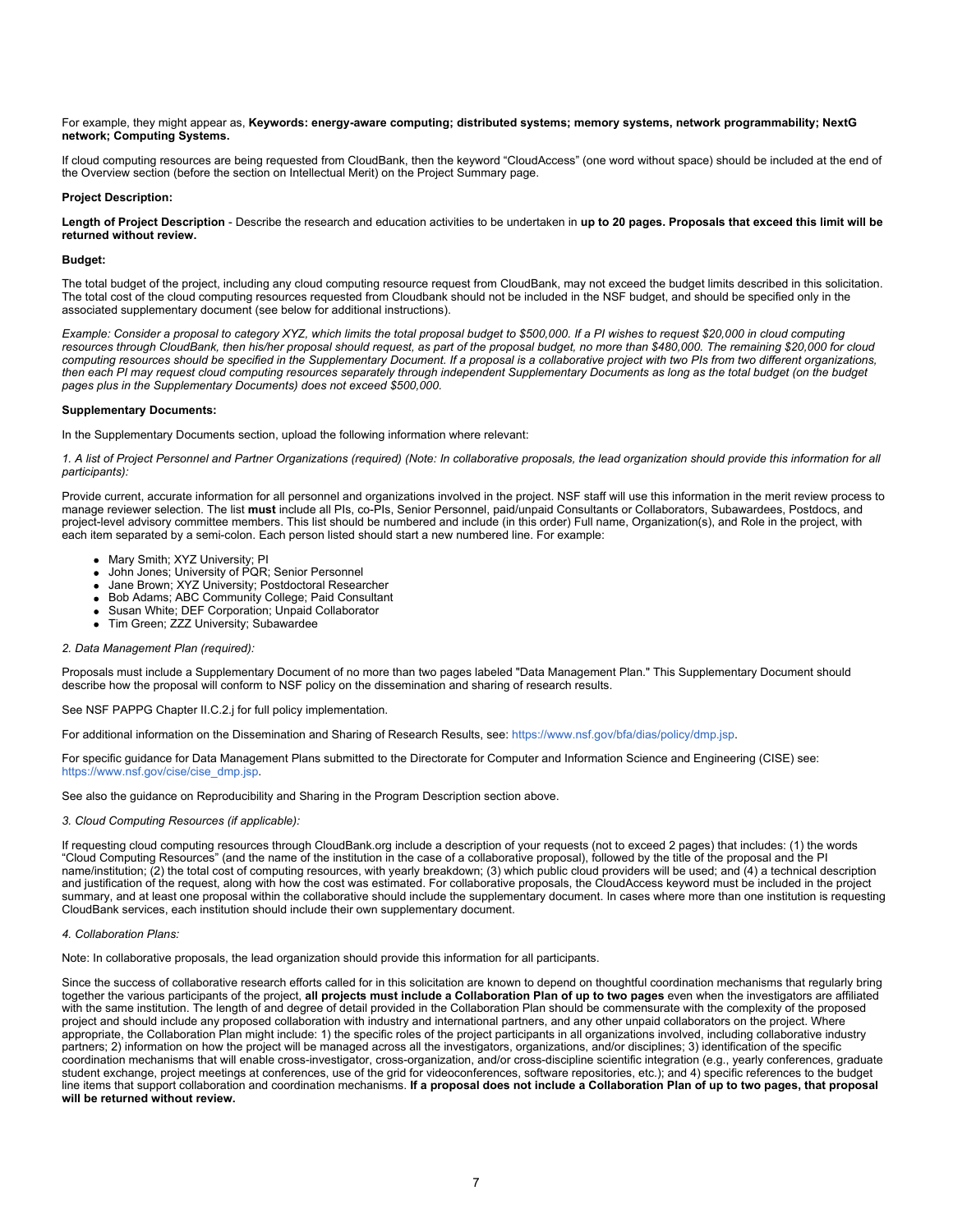For example, they might appear as, **Keywords: energy-aware computing; distributed systems; memory systems, network programmability; NextG network; Computing Systems.**

If cloud computing resources are being requested from CloudBank, then the keyword "CloudAccess" (one word without space) should be included at the end of the Overview section (before the section on Intellectual Merit) on the Project Summary page.

**Project Description:**

**Length of Project Description** - Describe the research and education activities to be undertaken in **up to 20 pages. Proposals that exceed this limit will be returned without review.**

**Budget:**

The total budget of the project, including any cloud computing resource request from CloudBank, may not exceed the budget limits described in this solicitation. The total cost of the cloud computing resources requested from Cloudbank should not be included in the NSF budget, and should be specified only in the associated supplementary document (see below for additional instructions).

*Example: Consider a proposal to category XYZ, which limits the total proposal budget to $500,000. If a PI wishes to request $20,000 in cloud computing resources through CloudBank, then his/her proposal should request, as part of the proposal budget, no more than $480,000. The remaining $20,000 for cloud computing resources should be specified in the Supplementary Document. If a proposal is a collaborative project with two PIs from two different organizations, then each PI may request cloud computing resources separately through independent Supplementary Documents as long as the total budget (on the budget pages plus in the Supplementary Documents) does not exceed $500,000.*

**Supplementary Documents:**

In the Supplementary Documents section, upload the following information where relevant:

*1. A list of Project Personnel and Partner Organizations (required) (Note: In collaborative proposals, the lead organization should provide this information for all participants):*

Provide current, accurate information for all personnel and organizations involved in the project. NSF staff will use this information in the merit review process to manage reviewer selection. The list **must** include all PIs, co-PIs, Senior Personnel, paid/unpaid Consultants or Collaborators, Subawardees, Postdocs, and project-level advisory committee members. This list should be numbered and include (in this order) Full name, Organization(s), and Role in the project, with each item separated by a semi-colon. Each person listed should start a new numbered line. For example:

- Mary Smith; XYZ University; PI
- John Jones; University of PQR; Senior Personnel
- Jane Brown; XYZ University; Postdoctoral Researcher
- Bob Adams; ABC Community College; Paid Consultant
- Susan White; DEF Corporation; Unpaid Collaborator
- Tim Green; ZZZ University; Subawardee

*2. Data Management Plan (required):*

Proposals must include a Supplementary Document of no more than two pages labeled "Data Management Plan." This Supplementary Document should describe how the proposal will conform to NSF policy on the dissemination and sharing of research results.

See NSF PAPPG Chapter II.C.2.j for full policy implementation.

For additional information on the Dissemination and Sharing of Research Results, see: https://www.nsf.gov/bfa/dias/policy/dmp.jsp.

For specific guidance for Data Management Plans submitted to the Directorate for Computer and Information Science and Engineering (CISE) see: https://www.nsf.gov/cise/cise_dmp.jsp.

See also the guidance on Reproducibility and Sharing in the Program Description section above.

*3. Cloud Computing Resources (if applicable):*

If requesting cloud computing resources through CloudBank.org include a description of your requests (not to exceed 2 pages) that includes: (1) the words "Cloud Computing Resources" (and the name of the institution in the case of a collaborative proposal), followed by the title of the proposal and the PI name/institution; (2) the total cost of computing resources, with yearly breakdown; (3) which public cloud providers will be used; and (4) a technical description and justification of the request, along with how the cost was estimated. For collaborative proposals, the CloudAccess keyword must be included in the project summary, and at least one proposal within the collaborative should include the supplementary document. In cases where more than one institution is requesting CloudBank services, each institution should include their own supplementary document.

*4. Collaboration Plans:*

Note: In collaborative proposals, the lead organization should provide this information for all participants.

Since the success of collaborative research efforts called for in this solicitation are known to depend on thoughtful coordination mechanisms that regularly bring together the various participants of the project, **all projects must include a Collaboration Plan of up to two pages** even when the investigators are affiliated with the same institution. The length of and degree of detail provided in the Collaboration Plan should be commensurate with the complexity of the proposed project and should include any proposed collaboration with industry and international partners, and any other unpaid collaborators on the project. Where appropriate, the Collaboration Plan might include: 1) the specific roles of the project participants in all organizations involved, including collaborative industry partners; 2) information on how the project will be managed across all the investigators, organizations, and/or disciplines; 3) identification of the specific coordination mechanisms that will enable cross-investigator, cross-organization, and/or cross-discipline scientific integration (e.g., yearly conferences, graduate student exchange, project meetings at conferences, use of the grid for videoconferences, software repositories, etc.); and 4) specific references to the budget line items that support collaboration and coordination mechanisms. **If a proposal does not include a Collaboration Plan of up to two pages, that proposal will be returned without review.**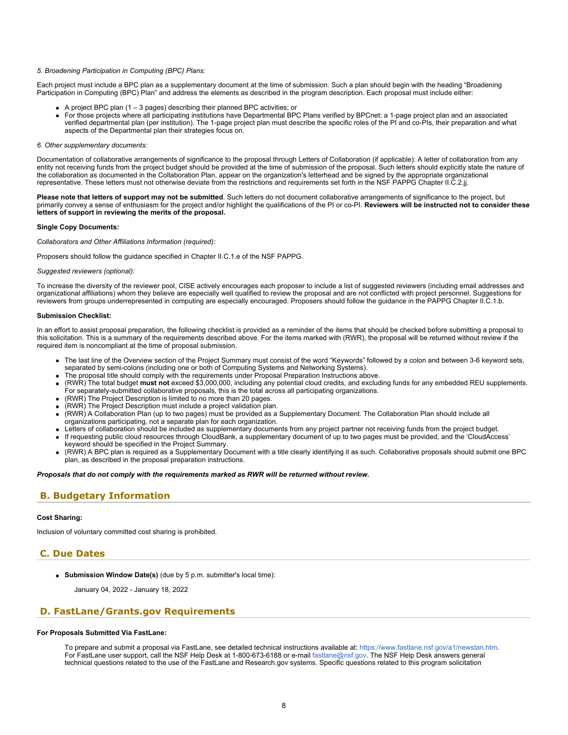*5. Broadening Participation in Computing (BPC) Plans:*

Each project must include a BPC plan as a supplementary document at the time of submission. Such a plan should begin with the heading "Broadening Participation in Computing (BPC) Plan" and address the elements as described in the program description. Each proposal must include either:

- A project BPC plan (1 – 3 pages) describing their planned BPC activities; or
- For those projects where all participating institutions have Departmental BPC Plans verified by BPCnet: a 1-page project plan and an associated verified departmental plan (per institution). The 1-page project plan must describe the specific roles of the PI and co-PIs, their preparation and what aspects of the Departmental plan their strategies focus on.

*6. Other supplementary documents:*

Documentation of collaborative arrangements of significance to the proposal through Letters of Collaboration (if applicable): A letter of collaboration from any entity not receiving funds from the project budget should be provided at the time of submission of the proposal. Such letters should explicitly state the nature of the collaboration as documented in the Collaboration Plan, appear on the organization's letterhead and be signed by the appropriate organizational representative. These letters must not otherwise deviate from the restrictions and requirements set forth in the NSF PAPPG Chapter II.C.2.jj.

**Please note that letters of support may not be submitted**. Such letters do not document collaborative arrangements of significance to the project, but primarily convey a sense of enthusiasm for the project and/or highlight the qualifications of the PI or co-PI. **Reviewers will be instructed not to consider these letters of support in reviewing the merits of the proposal.**

**Single Copy Documents:**

*Collaborators and Other Affiliations Information (required):*

Proposers should follow the guidance specified in Chapter II.C.1.e of the NSF PAPPG.

*Suggested reviewers (optional):*

To increase the diversity of the reviewer pool, CISE actively encourages each proposer to include a list of suggested reviewers (including email addresses and organizational affiliations) whom they believe are especially well qualified to review the proposal and are not conflicted with project personnel. Suggestions for reviewers from groups underrepresented in computing are especially encouraged. Proposers should follow the guidance in the PAPPG Chapter II.C.1.b.

**Submission Checklist:**

In an effort to assist proposal preparation, the following checklist is provided as a reminder of the items that should be checked before submitting a proposal to this solicitation. This is a summary of the requirements described above. For the items marked with (RWR), the proposal will be returned without review if the required item is noncompliant at the time of proposal submission.

- The last line of the Overview section of the Project Summary must consist of the word "Keywords" followed by a colon and between 3-6 keyword sets, separated by semi-colons (including one or both of Computing Systems and Networking Systems).
- The proposal title should comply with the requirements under Proposal Preparation Instructions above.
- (RWR) The total budget **must not** exceed $3,000,000, including any potential cloud credits, and excluding funds for any embedded REU supplements. For separately-submitted collaborative proposals, this is the total across all participating organizations.
- (RWR) The Project Description is limited to no more than 20 pages.
- (RWR) The Project Description must include a project validation plan.
- (RWR) A Collaboration Plan (up to two pages) must be provided as a Supplementary Document. The Collaboration Plan should include all organizations participating, not a separate plan for each organization.
- Letters of collaboration should be included as supplementary documents from any project partner not receiving funds from the project budget.
- If requesting public cloud resources through CloudBank, a supplementary document of up to two pages must be provided, and the 'CloudAccess' keyword should be specified in the Project Summary.
- (RWR) A BPC plan is required as a Supplementary Document with a title clearly identifying it as such. Collaborative proposals should submit one BPC plan, as described in the proposal preparation instructions.

***Proposals that do not comply with the requirements marked as RWR will be returned without review.***

## B. Budgetary Information

**Cost Sharing:**

Inclusion of voluntary committed cost sharing is prohibited.

## C. Due Dates

- **Submission Window Date(s)** (due by 5 p.m. submitter's local time):

  January 04, 2022 - January 18, 2022

## D. FastLane/Grants.gov Requirements

**For Proposals Submitted Via FastLane:**

To prepare and submit a proposal via FastLane, see detailed technical instructions available at: https://www.fastlane.nsf.gov/a1/newstan.htm. For FastLane user support, call the NSF Help Desk at 1-800-673-6188 or e-mail fastlane@nsf.gov. The NSF Help Desk answers general technical questions related to the use of the FastLane and Research.gov systems. Specific questions related to this program solicitation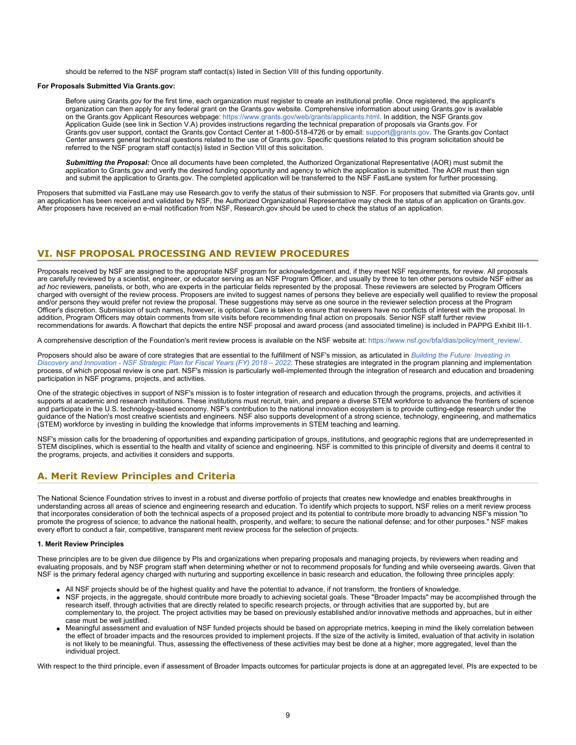should be referred to the NSF program staff contact(s) listed in Section VIII of this funding opportunity.

**For Proposals Submitted Via Grants.gov:**

Before using Grants.gov for the first time, each organization must register to create an institutional profile. Once registered, the applicant's organization can then apply for any federal grant on the Grants.gov website. Comprehensive information about using Grants.gov is available on the Grants.gov Applicant Resources webpage: https://www.grants.gov/web/grants/applicants.html. In addition, the NSF Grants.gov Application Guide (see link in Section V.A) provides instructions regarding the technical preparation of proposals via Grants.gov. For Grants.gov user support, contact the Grants.gov Contact Center at 1-800-518-4726 or by email: support@grants.gov. The Grants.gov Contact Center answers general technical questions related to the use of Grants.gov. Specific questions related to this program solicitation should be referred to the NSF program staff contact(s) listed in Section VIII of this solicitation.

***Submitting the Proposal:*** Once all documents have been completed, the Authorized Organizational Representative (AOR) must submit the application to Grants.gov and verify the desired funding opportunity and agency to which the application is submitted. The AOR must then sign and submit the application to Grants.gov. The completed application will be transferred to the NSF FastLane system for further processing.

Proposers that submitted via FastLane may use Research.gov to verify the status of their submission to NSF. For proposers that submitted via Grants.gov, until an application has been received and validated by NSF, the Authorized Organizational Representative may check the status of an application on Grants.gov. After proposers have received an e-mail notification from NSF, Research.gov should be used to check the status of an application.

## VI. NSF PROPOSAL PROCESSING AND REVIEW PROCEDURES

Proposals received by NSF are assigned to the appropriate NSF program for acknowledgement and, if they meet NSF requirements, for review. All proposals are carefully reviewed by a scientist, engineer, or educator serving as an NSF Program Officer, and usually by three to ten other persons outside NSF either as *ad hoc* reviewers, panelists, or both, who are experts in the particular fields represented by the proposal. These reviewers are selected by Program Officers charged with oversight of the review process. Proposers are invited to suggest names of persons they believe are especially well qualified to review the proposal and/or persons they would prefer not review the proposal. These suggestions may serve as one source in the reviewer selection process at the Program Officer's discretion. Submission of such names, however, is optional. Care is taken to ensure that reviewers have no conflicts of interest with the proposal. In addition, Program Officers may obtain comments from site visits before recommending final action on proposals. Senior NSF staff further review recommendations for awards. A flowchart that depicts the entire NSF proposal and award process (and associated timeline) is included in PAPPG Exhibit III-1.

A comprehensive description of the Foundation's merit review process is available on the NSF website at: https://www.nsf.gov/bfa/dias/policy/merit_review/.

Proposers should also be aware of core strategies that are essential to the fulfillment of NSF's mission, as articulated in *Building the Future: Investing in Discovery and Innovation - NSF Strategic Plan for Fiscal Years (FY) 2018 – 2022*. These strategies are integrated in the program planning and implementation process, of which proposal review is one part. NSF's mission is particularly well-implemented through the integration of research and education and broadening participation in NSF programs, projects, and activities.

One of the strategic objectives in support of NSF's mission is to foster integration of research and education through the programs, projects, and activities it supports at academic and research institutions. These institutions must recruit, train, and prepare a diverse STEM workforce to advance the frontiers of science and participate in the U.S. technology-based economy. NSF's contribution to the national innovation ecosystem is to provide cutting-edge research under the guidance of the Nation's most creative scientists and engineers. NSF also supports development of a strong science, technology, engineering, and mathematics (STEM) workforce by investing in building the knowledge that informs improvements in STEM teaching and learning.

NSF's mission calls for the broadening of opportunities and expanding participation of groups, institutions, and geographic regions that are underrepresented in STEM disciplines, which is essential to the health and vitality of science and engineering. NSF is committed to this principle of diversity and deems it central to the programs, projects, and activities it considers and supports.

### A. Merit Review Principles and Criteria

The National Science Foundation strives to invest in a robust and diverse portfolio of projects that creates new knowledge and enables breakthroughs in understanding across all areas of science and engineering research and education. To identify which projects to support, NSF relies on a merit review process that incorporates consideration of both the technical aspects of a proposed project and its potential to contribute more broadly to advancing NSF's mission "to promote the progress of science; to advance the national health, prosperity, and welfare; to secure the national defense; and for other purposes." NSF makes every effort to conduct a fair, competitive, transparent merit review process for the selection of projects.

**1. Merit Review Principles**

These principles are to be given due diligence by PIs and organizations when preparing proposals and managing projects, by reviewers when reading and evaluating proposals, and by NSF program staff when determining whether or not to recommend proposals for funding and while overseeing awards. Given that NSF is the primary federal agency charged with nurturing and supporting excellence in basic research and education, the following three principles apply:

- All NSF projects should be of the highest quality and have the potential to advance, if not transform, the frontiers of knowledge.
- NSF projects, in the aggregate, should contribute more broadly to achieving societal goals. These "Broader Impacts" may be accomplished through the research itself, through activities that are directly related to specific research projects, or through activities that are supported by, but are complementary to, the project. The project activities may be based on previously established and/or innovative methods and approaches, but in either case must be well justified.
- Meaningful assessment and evaluation of NSF funded projects should be based on appropriate metrics, keeping in mind the likely correlation between the effect of broader impacts and the resources provided to implement projects. If the size of the activity is limited, evaluation of that activity in isolation is not likely to be meaningful. Thus, assessing the effectiveness of these activities may best be done at a higher, more aggregated, level than the individual project.

With respect to the third principle, even if assessment of Broader Impacts outcomes for particular projects is done at an aggregated level, PIs are expected to be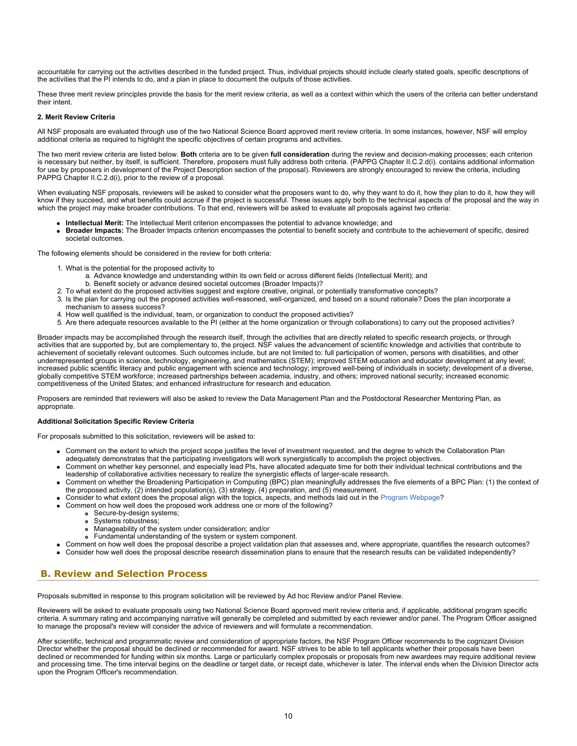accountable for carrying out the activities described in the funded project. Thus, individual projects should include clearly stated goals, specific descriptions of the activities that the PI intends to do, and a plan in place to document the outputs of those activities.

These three merit review principles provide the basis for the merit review criteria, as well as a context within which the users of the criteria can better understand their intent.

**2. Merit Review Criteria**

All NSF proposals are evaluated through use of the two National Science Board approved merit review criteria. In some instances, however, NSF will employ additional criteria as required to highlight the specific objectives of certain programs and activities.

The two merit review criteria are listed below. **Both** criteria are to be given **full consideration** during the review and decision-making processes; each criterion is necessary but neither, by itself, is sufficient. Therefore, proposers must fully address both criteria. (PAPPG Chapter II.C.2.d(i). contains additional information for use by proposers in development of the Project Description section of the proposal). Reviewers are strongly encouraged to review the criteria, including PAPPG Chapter II.C.2.d(i), prior to the review of a proposal.

When evaluating NSF proposals, reviewers will be asked to consider what the proposers want to do, why they want to do it, how they plan to do it, how they will know if they succeed, and what benefits could accrue if the project is successful. These issues apply both to the technical aspects of the proposal and the way in which the project may make broader contributions. To that end, reviewers will be asked to evaluate all proposals against two criteria:

- **Intellectual Merit:** The Intellectual Merit criterion encompasses the potential to advance knowledge; and
- **Broader Impacts:** The Broader Impacts criterion encompasses the potential to benefit society and contribute to the achievement of specific, desired societal outcomes.

The following elements should be considered in the review for both criteria:

1. What is the potential for the proposed activity to
   a. Advance knowledge and understanding within its own field or across different fields (Intellectual Merit); and
   b. Benefit society or advance desired societal outcomes (Broader Impacts)?
2. To what extent do the proposed activities suggest and explore creative, original, or potentially transformative concepts?
3. Is the plan for carrying out the proposed activities well-reasoned, well-organized, and based on a sound rationale? Does the plan incorporate a mechanism to assess success?
4. How well qualified is the individual, team, or organization to conduct the proposed activities?
5. Are there adequate resources available to the PI (either at the home organization or through collaborations) to carry out the proposed activities?

Broader impacts may be accomplished through the research itself, through the activities that are directly related to specific research projects, or through activities that are supported by, but are complementary to, the project. NSF values the advancement of scientific knowledge and activities that contribute to achievement of societally relevant outcomes. Such outcomes include, but are not limited to: full participation of women, persons with disabilities, and other underrepresented groups in science, technology, engineering, and mathematics (STEM); improved STEM education and educator development at any level; increased public scientific literacy and public engagement with science and technology; improved well-being of individuals in society; development of a diverse, globally competitive STEM workforce; increased partnerships between academia, industry, and others; improved national security; increased economic competitiveness of the United States; and enhanced infrastructure for research and education.

Proposers are reminded that reviewers will also be asked to review the Data Management Plan and the Postdoctoral Researcher Mentoring Plan, as appropriate.

**Additional Solicitation Specific Review Criteria**

For proposals submitted to this solicitation, reviewers will be asked to:

- Comment on the extent to which the project scope justifies the level of investment requested, and the degree to which the Collaboration Plan adequately demonstrates that the participating investigators will work synergistically to accomplish the project objectives.
- Comment on whether key personnel, and especially lead PIs, have allocated adequate time for both their individual technical contributions and the leadership of collaborative activities necessary to realize the synergistic effects of larger-scale research.
- Comment on whether the Broadening Participation in Computing (BPC) plan meaningfully addresses the five elements of a BPC Plan: (1) the context of the proposed activity, (2) intended population(s), (3) strategy, (4) preparation, and (5) measurement.
- Consider to what extent does the proposal align with the topics, aspects, and methods laid out in the Program Webpage?
- Comment on how well does the proposed work address one or more of the following?
  - Secure-by-design systems;
  - Systems robustness;
  - Manageability of the system under consideration; and/or
  - Fundamental understanding of the system or system component.
- Comment on how well does the proposal describe a project validation plan that assesses and, where appropriate, quantifies the research outcomes?
- Consider how well does the proposal describe research dissemination plans to ensure that the research results can be validated independently?

## B. Review and Selection Process

Proposals submitted in response to this program solicitation will be reviewed by Ad hoc Review and/or Panel Review.

Reviewers will be asked to evaluate proposals using two National Science Board approved merit review criteria and, if applicable, additional program specific criteria. A summary rating and accompanying narrative will generally be completed and submitted by each reviewer and/or panel. The Program Officer assigned to manage the proposal's review will consider the advice of reviewers and will formulate a recommendation.

After scientific, technical and programmatic review and consideration of appropriate factors, the NSF Program Officer recommends to the cognizant Division Director whether the proposal should be declined or recommended for award. NSF strives to be able to tell applicants whether their proposals have been declined or recommended for funding within six months. Large or particularly complex proposals or proposals from new awardees may require additional review and processing time. The time interval begins on the deadline or target date, or receipt date, whichever is later. The interval ends when the Division Director acts upon the Program Officer's recommendation.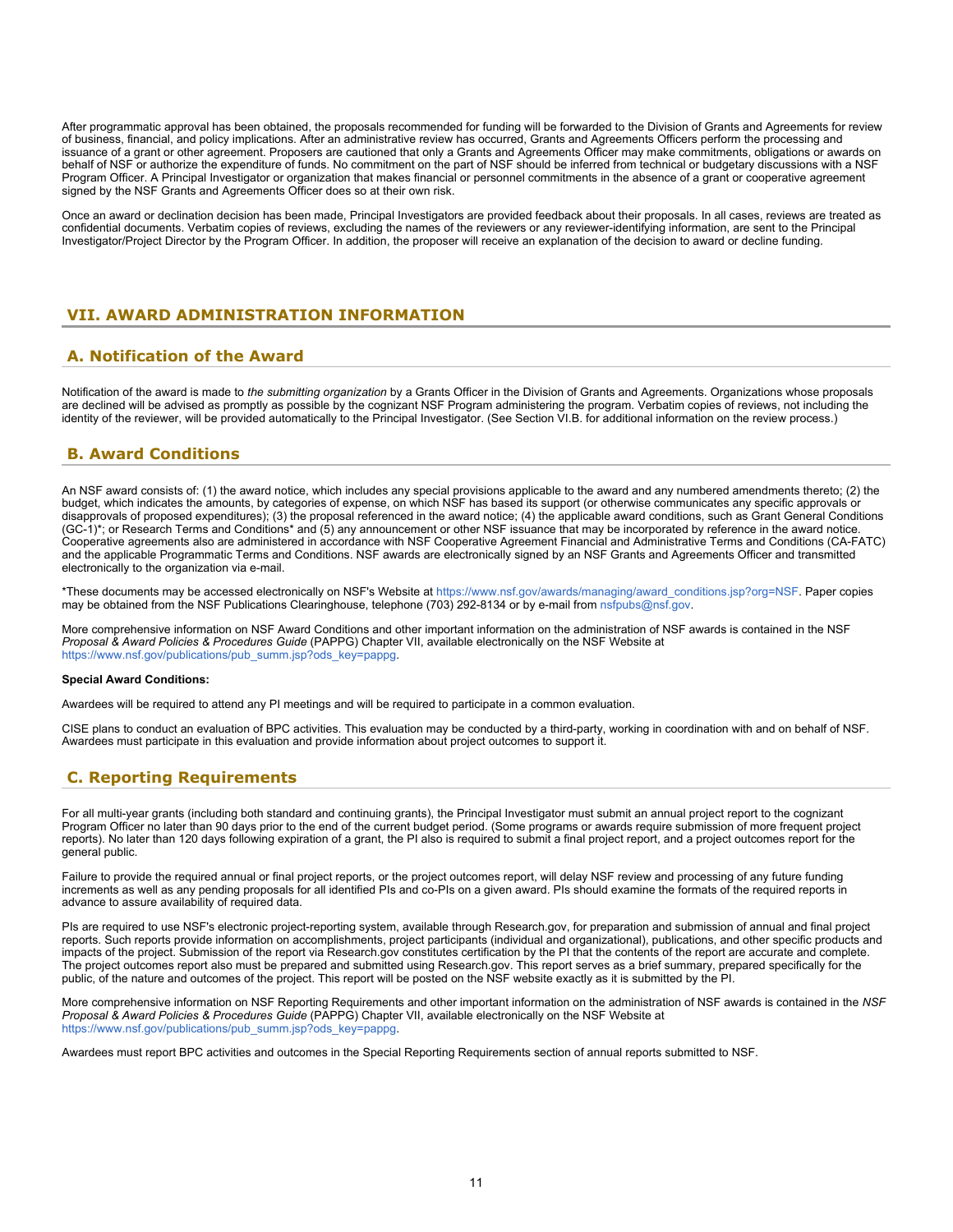After programmatic approval has been obtained, the proposals recommended for funding will be forwarded to the Division of Grants and Agreements for review of business, financial, and policy implications. After an administrative review has occurred, Grants and Agreements Officers perform the processing and issuance of a grant or other agreement. Proposers are cautioned that only a Grants and Agreements Officer may make commitments, obligations or awards on behalf of NSF or authorize the expenditure of funds. No commitment on the part of NSF should be inferred from technical or budgetary discussions with a NSF Program Officer. A Principal Investigator or organization that makes financial or personnel commitments in the absence of a grant or cooperative agreement signed by the NSF Grants and Agreements Officer does so at their own risk.

Once an award or declination decision has been made, Principal Investigators are provided feedback about their proposals. In all cases, reviews are treated as confidential documents. Verbatim copies of reviews, excluding the names of the reviewers or any reviewer-identifying information, are sent to the Principal Investigator/Project Director by the Program Officer. In addition, the proposer will receive an explanation of the decision to award or decline funding.

## VII. AWARD ADMINISTRATION INFORMATION

### A. Notification of the Award

Notification of the award is made to *the submitting organization* by a Grants Officer in the Division of Grants and Agreements. Organizations whose proposals are declined will be advised as promptly as possible by the cognizant NSF Program administering the program. Verbatim copies of reviews, not including the identity of the reviewer, will be provided automatically to the Principal Investigator. (See Section VI.B. for additional information on the review process.)

### B. Award Conditions

An NSF award consists of: (1) the award notice, which includes any special provisions applicable to the award and any numbered amendments thereto; (2) the budget, which indicates the amounts, by categories of expense, on which NSF has based its support (or otherwise communicates any specific approvals or disapprovals of proposed expenditures); (3) the proposal referenced in the award notice; (4) the applicable award conditions, such as Grant General Conditions (GC-1)*; or Research Terms and Conditions* and (5) any announcement or other NSF issuance that may be incorporated by reference in the award notice. Cooperative agreements also are administered in accordance with NSF Cooperative Agreement Financial and Administrative Terms and Conditions (CA-FATC) and the applicable Programmatic Terms and Conditions. NSF awards are electronically signed by an NSF Grants and Agreements Officer and transmitted electronically to the organization via e-mail.

*These documents may be accessed electronically on NSF's Website at https://www.nsf.gov/awards/managing/award_conditions.jsp?org=NSF. Paper copies may be obtained from the NSF Publications Clearinghouse, telephone (703) 292-8134 or by e-mail from nsfpubs@nsf.gov.

More comprehensive information on NSF Award Conditions and other important information on the administration of NSF awards is contained in the NSF *Proposal & Award Policies & Procedures Guide* (PAPPG) Chapter VII, available electronically on the NSF Website at https://www.nsf.gov/publications/pub_summ.jsp?ods_key=pappg.

**Special Award Conditions:**

Awardees will be required to attend any PI meetings and will be required to participate in a common evaluation.

CISE plans to conduct an evaluation of BPC activities. This evaluation may be conducted by a third-party, working in coordination with and on behalf of NSF. Awardees must participate in this evaluation and provide information about project outcomes to support it.

### C. Reporting Requirements

For all multi-year grants (including both standard and continuing grants), the Principal Investigator must submit an annual project report to the cognizant Program Officer no later than 90 days prior to the end of the current budget period. (Some programs or awards require submission of more frequent project reports). No later than 120 days following expiration of a grant, the PI also is required to submit a final project report, and a project outcomes report for the general public.

Failure to provide the required annual or final project reports, or the project outcomes report, will delay NSF review and processing of any future funding increments as well as any pending proposals for all identified PIs and co-PIs on a given award. PIs should examine the formats of the required reports in advance to assure availability of required data.

PIs are required to use NSF's electronic project-reporting system, available through Research.gov, for preparation and submission of annual and final project reports. Such reports provide information on accomplishments, project participants (individual and organizational), publications, and other specific products and impacts of the project. Submission of the report via Research.gov constitutes certification by the PI that the contents of the report are accurate and complete. The project outcomes report also must be prepared and submitted using Research.gov. This report serves as a brief summary, prepared specifically for the public, of the nature and outcomes of the project. This report will be posted on the NSF website exactly as it is submitted by the PI.

More comprehensive information on NSF Reporting Requirements and other important information on the administration of NSF awards is contained in the *NSF Proposal & Award Policies & Procedures Guide* (PAPPG) Chapter VII, available electronically on the NSF Website at https://www.nsf.gov/publications/pub_summ.jsp?ods_key=pappg.

Awardees must report BPC activities and outcomes in the Special Reporting Requirements section of annual reports submitted to NSF.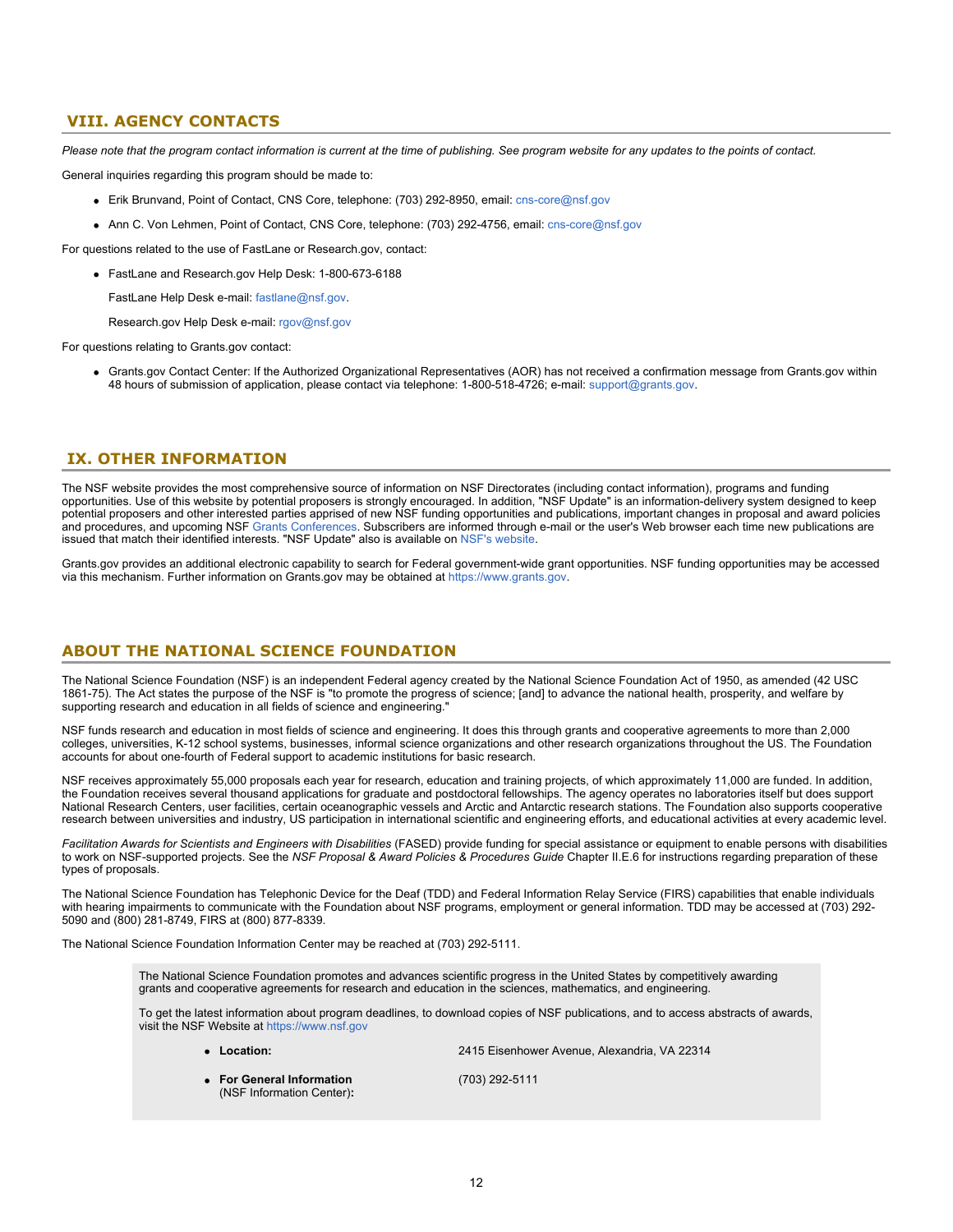## VIII. AGENCY CONTACTS

*Please note that the program contact information is current at the time of publishing. See program website for any updates to the points of contact.*

General inquiries regarding this program should be made to:

- Erik Brunvand, Point of Contact, CNS Core, telephone: (703) 292-8950, email: cns-core@nsf.gov
- Ann C. Von Lehmen, Point of Contact, CNS Core, telephone: (703) 292-4756, email: cns-core@nsf.gov

For questions related to the use of FastLane or Research.gov, contact:

- FastLane and Research.gov Help Desk: 1-800-673-6188

  FastLane Help Desk e-mail: fastlane@nsf.gov.

  Research.gov Help Desk e-mail: rgov@nsf.gov

For questions relating to Grants.gov contact:

- Grants.gov Contact Center: If the Authorized Organizational Representatives (AOR) has not received a confirmation message from Grants.gov within 48 hours of submission of application, please contact via telephone: 1-800-518-4726; e-mail: support@grants.gov.

## IX. OTHER INFORMATION

The NSF website provides the most comprehensive source of information on NSF Directorates (including contact information), programs and funding opportunities. Use of this website by potential proposers is strongly encouraged. In addition, "NSF Update" is an information-delivery system designed to keep potential proposers and other interested parties apprised of new NSF funding opportunities and publications, important changes in proposal and award policies and procedures, and upcoming NSF Grants Conferences. Subscribers are informed through e-mail or the user's Web browser each time new publications are issued that match their identified interests. "NSF Update" also is available on NSF's website.

Grants.gov provides an additional electronic capability to search for Federal government-wide grant opportunities. NSF funding opportunities may be accessed via this mechanism. Further information on Grants.gov may be obtained at https://www.grants.gov.

## ABOUT THE NATIONAL SCIENCE FOUNDATION

The National Science Foundation (NSF) is an independent Federal agency created by the National Science Foundation Act of 1950, as amended (42 USC 1861-75). The Act states the purpose of the NSF is "to promote the progress of science; [and] to advance the national health, prosperity, and welfare by supporting research and education in all fields of science and engineering."

NSF funds research and education in most fields of science and engineering. It does this through grants and cooperative agreements to more than 2,000 colleges, universities, K-12 school systems, businesses, informal science organizations and other research organizations throughout the US. The Foundation accounts for about one-fourth of Federal support to academic institutions for basic research.

NSF receives approximately 55,000 proposals each year for research, education and training projects, of which approximately 11,000 are funded. In addition, the Foundation receives several thousand applications for graduate and postdoctoral fellowships. The agency operates no laboratories itself but does support National Research Centers, user facilities, certain oceanographic vessels and Arctic and Antarctic research stations. The Foundation also supports cooperative research between universities and industry, US participation in international scientific and engineering efforts, and educational activities at every academic level.

*Facilitation Awards for Scientists and Engineers with Disabilities* (FASED) provide funding for special assistance or equipment to enable persons with disabilities to work on NSF-supported projects. See the *NSF Proposal & Award Policies & Procedures Guide* Chapter II.E.6 for instructions regarding preparation of these types of proposals.

The National Science Foundation has Telephonic Device for the Deaf (TDD) and Federal Information Relay Service (FIRS) capabilities that enable individuals with hearing impairments to communicate with the Foundation about NSF programs, employment or general information. TDD may be accessed at (703) 292-5090 and (800) 281-8749, FIRS at (800) 877-8339.

The National Science Foundation Information Center may be reached at (703) 292-5111.

The National Science Foundation promotes and advances scientific progress in the United States by competitively awarding grants and cooperative agreements for research and education in the sciences, mathematics, and engineering.

To get the latest information about program deadlines, to download copies of NSF publications, and to access abstracts of awards, visit the NSF Website at https://www.nsf.gov

- **Location:** 2415 Eisenhower Avenue, Alexandria, VA 22314
- **For General Information** (NSF Information Center)**:** (703) 292-5111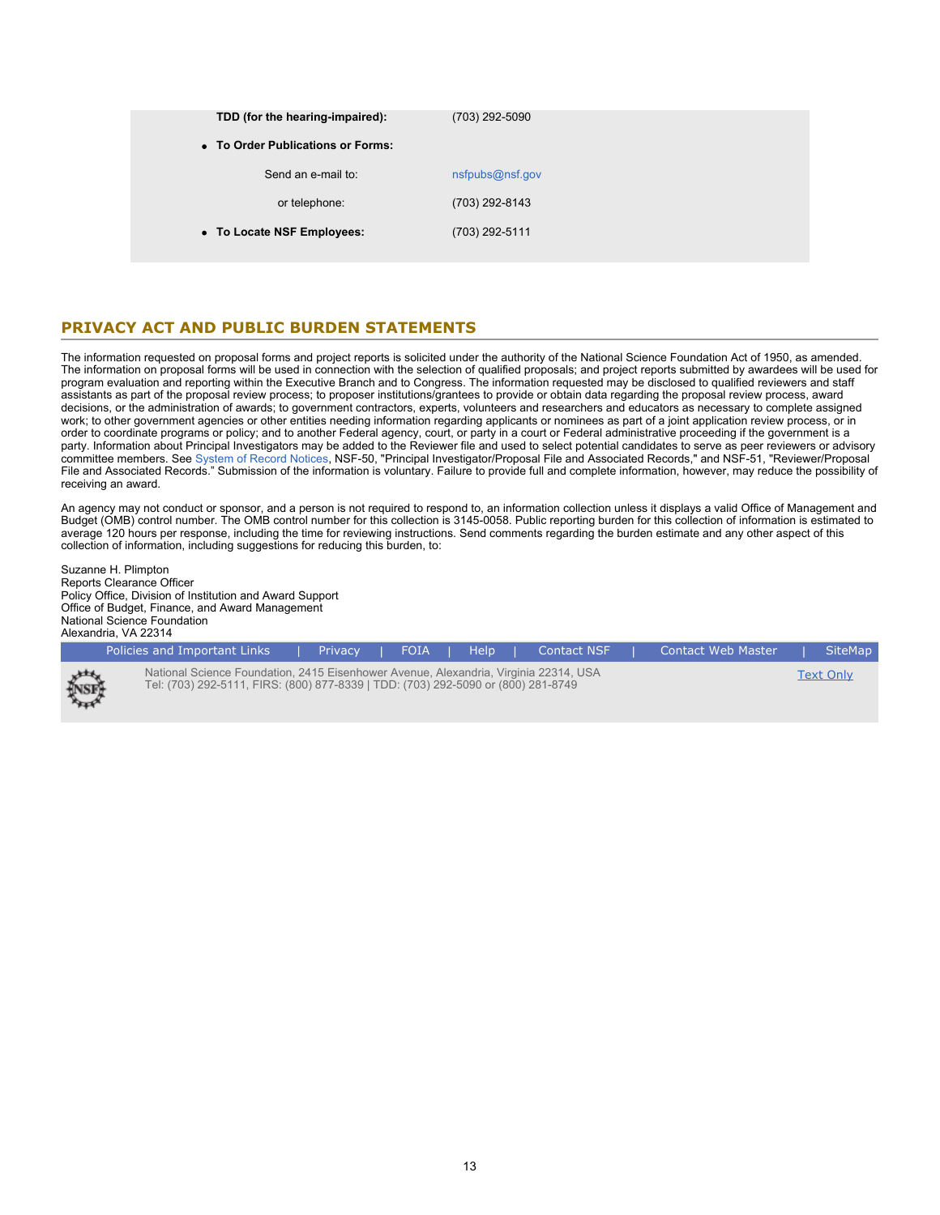| | |
|---|---|
| **TDD (for the hearing-impaired):** | (703) 292-5090 |

- **To Order Publications or Forms:**

| | |
|---|---|
| Send an e-mail to: | nsfpubs@nsf.gov |
| or telephone: | (703) 292-8143 |

- **To Locate NSF Employees:** (703) 292-5111

## PRIVACY ACT AND PUBLIC BURDEN STATEMENTS

The information requested on proposal forms and project reports is solicited under the authority of the National Science Foundation Act of 1950, as amended. The information on proposal forms will be used in connection with the selection of qualified proposals; and project reports submitted by awardees will be used for program evaluation and reporting within the Executive Branch and to Congress. The information requested may be disclosed to qualified reviewers and staff assistants as part of the proposal review process; to proposer institutions/grantees to provide or obtain data regarding the proposal review process, award decisions, or the administration of awards; to government contractors, experts, volunteers and researchers and educators as necessary to complete assigned work; to other government agencies or other entities needing information regarding applicants or nominees as part of a joint application review process, or in order to coordinate programs or policy; and to another Federal agency, court, or party in a court or Federal administrative proceeding if the government is a party. Information about Principal Investigators may be added to the Reviewer file and used to select potential candidates to serve as peer reviewers or advisory committee members. See System of Record Notices, NSF-50, "Principal Investigator/Proposal File and Associated Records," and NSF-51, "Reviewer/Proposal File and Associated Records." Submission of the information is voluntary. Failure to provide full and complete information, however, may reduce the possibility of receiving an award.

An agency may not conduct or sponsor, and a person is not required to respond to, an information collection unless it displays a valid Office of Management and Budget (OMB) control number. The OMB control number for this collection is 3145-0058. Public reporting burden for this collection of information is estimated to average 120 hours per response, including the time for reviewing instructions. Send comments regarding the burden estimate and any other aspect of this collection of information, including suggestions for reducing this burden, to:

Suzanne H. Plimpton
Reports Clearance Officer
Policy Office, Division of Institution and Award Support
Office of Budget, Finance, and Award Management
National Science Foundation
Alexandria, VA 22314

Policies and Important Links | Privacy | FOIA | Help | Contact NSF | Contact Web Master | SiteMap

National Science Foundation, 2415 Eisenhower Avenue, Alexandria, Virginia 22314, USA
Tel: (703) 292-5111, FIRS: (800) 877-8339 | TDD: (703) 292-5090 or (800) 281-8749

Text Only